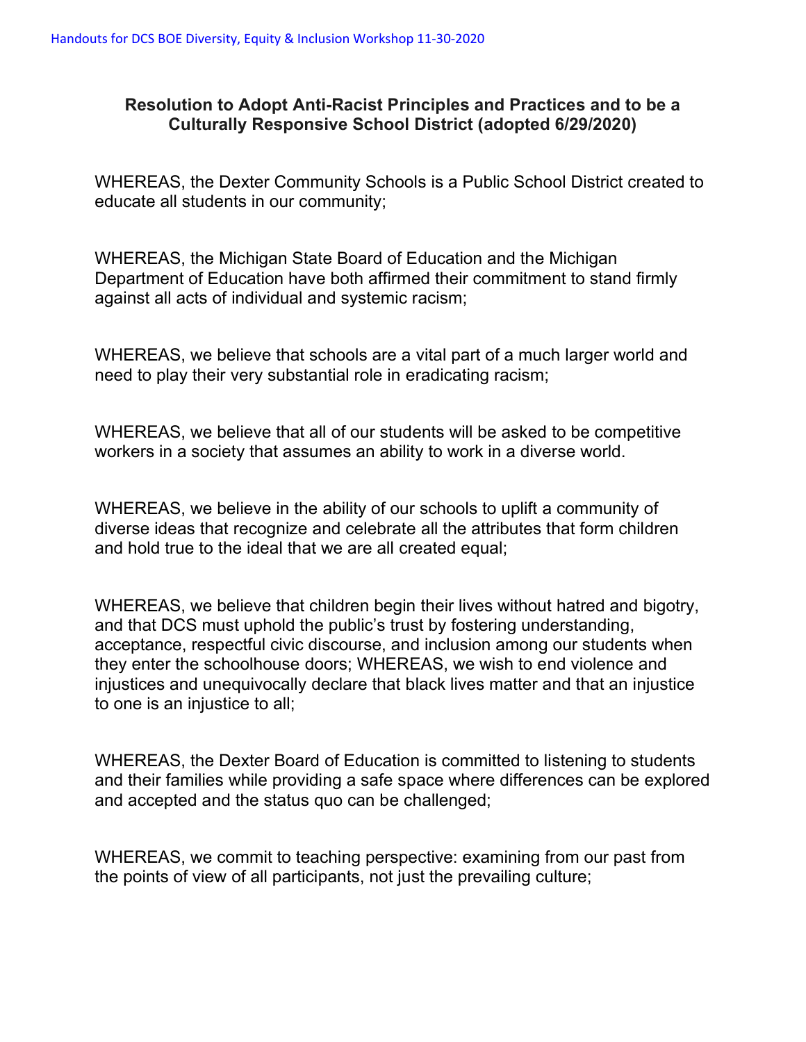Handouts for DCS BOE Diversity, Equity & Inclusion Workshop 11-30-2020

**Resolution to Adopt Anti-Racist Principles and Practices and to be a Culturally Responsive School District (adopted 6/29/2020)**

WHEREAS, the Dexter Community Schools is a Public School District created to educate all students in our community;

WHEREAS, the Michigan State Board of Education and the Michigan Department of Education have both affirmed their commitment to stand firmly against all acts of individual and systemic racism;

WHEREAS, we believe that schools are a vital part of a much larger world and need to play their very substantial role in eradicating racism;

WHEREAS, we believe that all of our students will be asked to be competitive workers in a society that assumes an ability to work in a diverse world.

WHEREAS, we believe in the ability of our schools to uplift a community of diverse ideas that recognize and celebrate all the attributes that form children and hold true to the ideal that we are all created equal;

WHEREAS, we believe that children begin their lives without hatred and bigotry, and that DCS must uphold the public's trust by fostering understanding, acceptance, respectful civic discourse, and inclusion among our students when they enter the schoolhouse doors; WHEREAS, we wish to end violence and injustices and unequivocally declare that black lives matter and that an injustice to one is an injustice to all;

WHEREAS, the Dexter Board of Education is committed to listening to students and their families while providing a safe space where differences can be explored and accepted and the status quo can be challenged;

WHEREAS, we commit to teaching perspective: examining from our past from the points of view of all participants, not just the prevailing culture;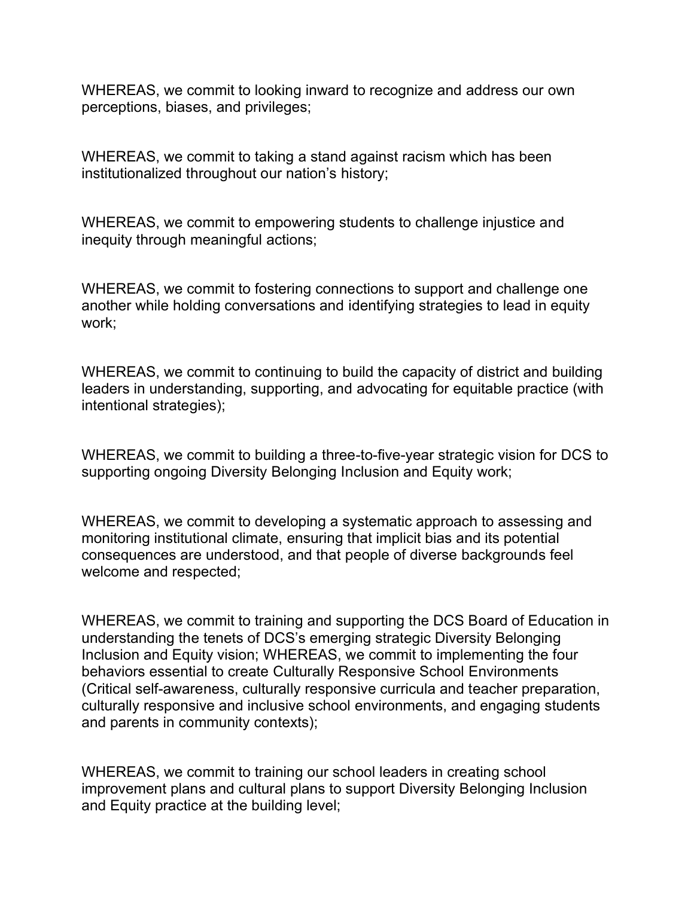WHEREAS, we commit to looking inward to recognize and address our own perceptions, biases, and privileges;

WHEREAS, we commit to taking a stand against racism which has been institutionalized throughout our nation's history;

WHEREAS, we commit to empowering students to challenge injustice and inequity through meaningful actions;

WHEREAS, we commit to fostering connections to support and challenge one another while holding conversations and identifying strategies to lead in equity work;

WHEREAS, we commit to continuing to build the capacity of district and building leaders in understanding, supporting, and advocating for equitable practice (with intentional strategies);

WHEREAS, we commit to building a three-to-five-year strategic vision for DCS to supporting ongoing Diversity Belonging Inclusion and Equity work;

WHEREAS, we commit to developing a systematic approach to assessing and monitoring institutional climate, ensuring that implicit bias and its potential consequences are understood, and that people of diverse backgrounds feel welcome and respected;

WHEREAS, we commit to training and supporting the DCS Board of Education in understanding the tenets of DCS's emerging strategic Diversity Belonging Inclusion and Equity vision; WHEREAS, we commit to implementing the four behaviors essential to create Culturally Responsive School Environments (Critical self-awareness, culturally responsive curricula and teacher preparation, culturally responsive and inclusive school environments, and engaging students and parents in community contexts);

WHEREAS, we commit to training our school leaders in creating school improvement plans and cultural plans to support Diversity Belonging Inclusion and Equity practice at the building level;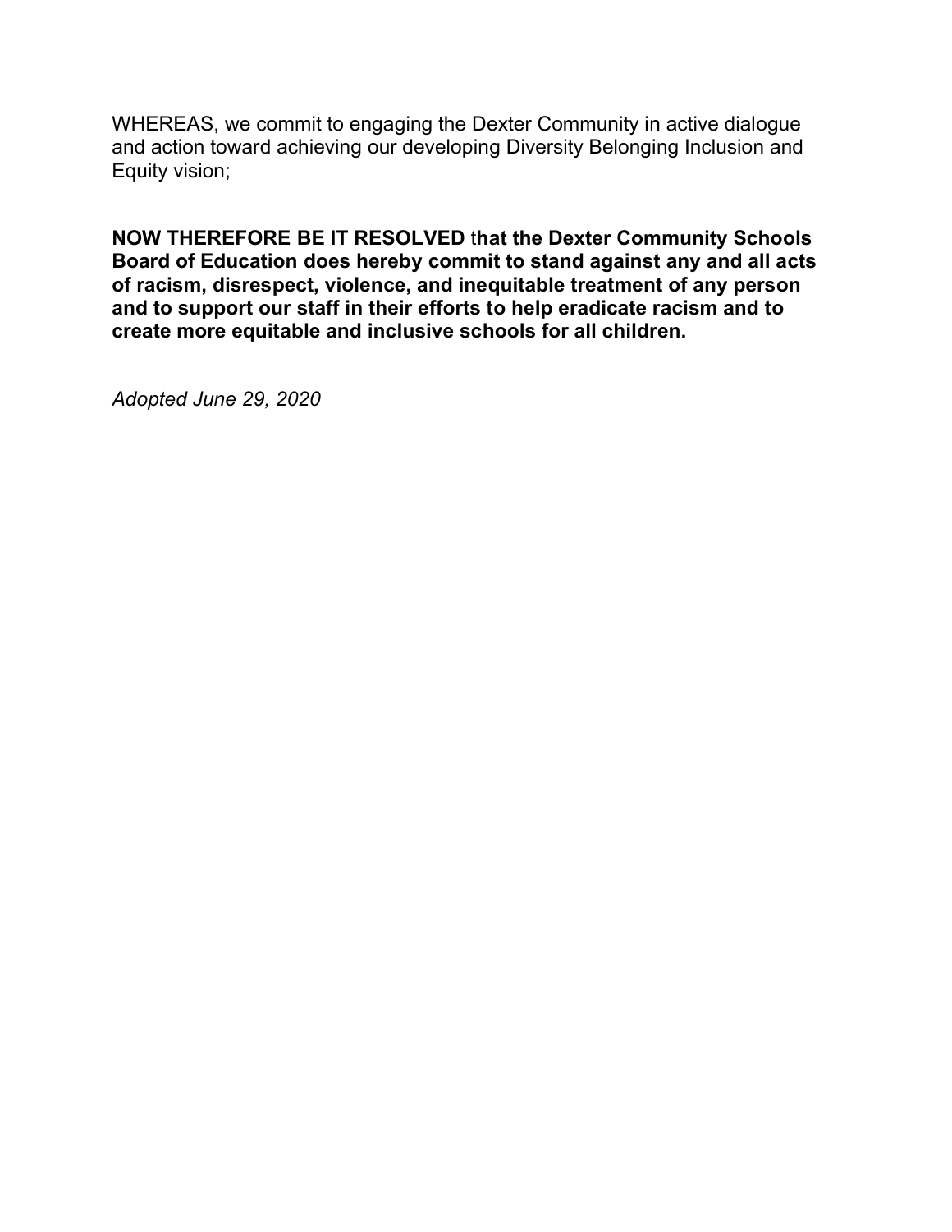WHEREAS, we commit to engaging the Dexter Community in active dialogue and action toward achieving our developing Diversity Belonging Inclusion and Equity vision;

**NOW THEREFORE BE IT RESOLVED that the Dexter Community Schools Board of Education does hereby commit to stand against any and all acts of racism, disrespect, violence, and inequitable treatment of any person and to support our staff in their efforts to help eradicate racism and to create more equitable and inclusive schools for all children.**

*Adopted June 29, 2020*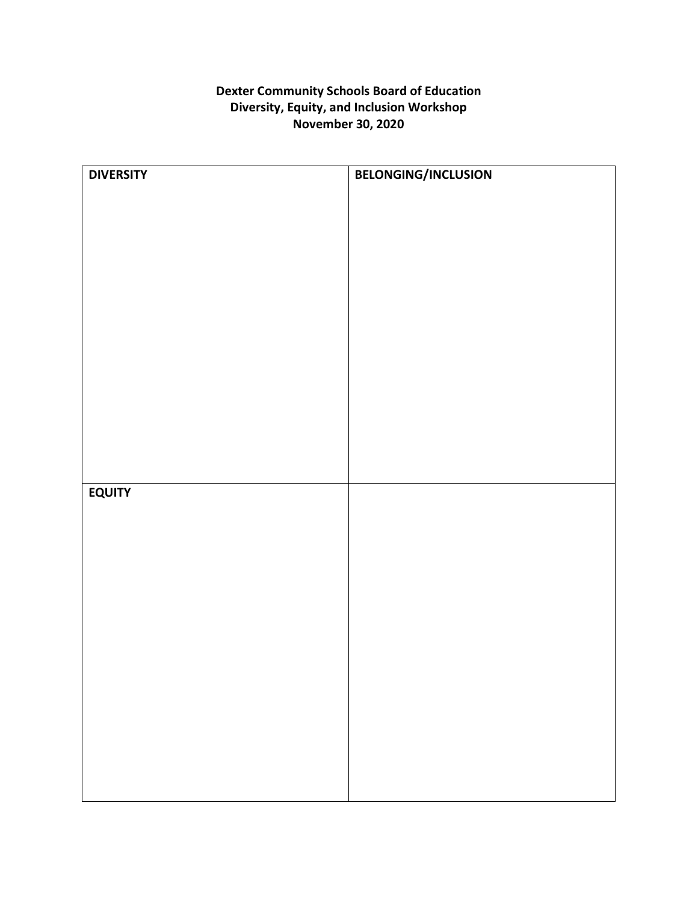**Dexter Community Schools Board of Education**
**Diversity, Equity, and Inclusion Workshop**
**November 30, 2020**

| **DIVERSITY** | **BELONGING/INCLUSION** |
|---|---|
| **EQUITY** | |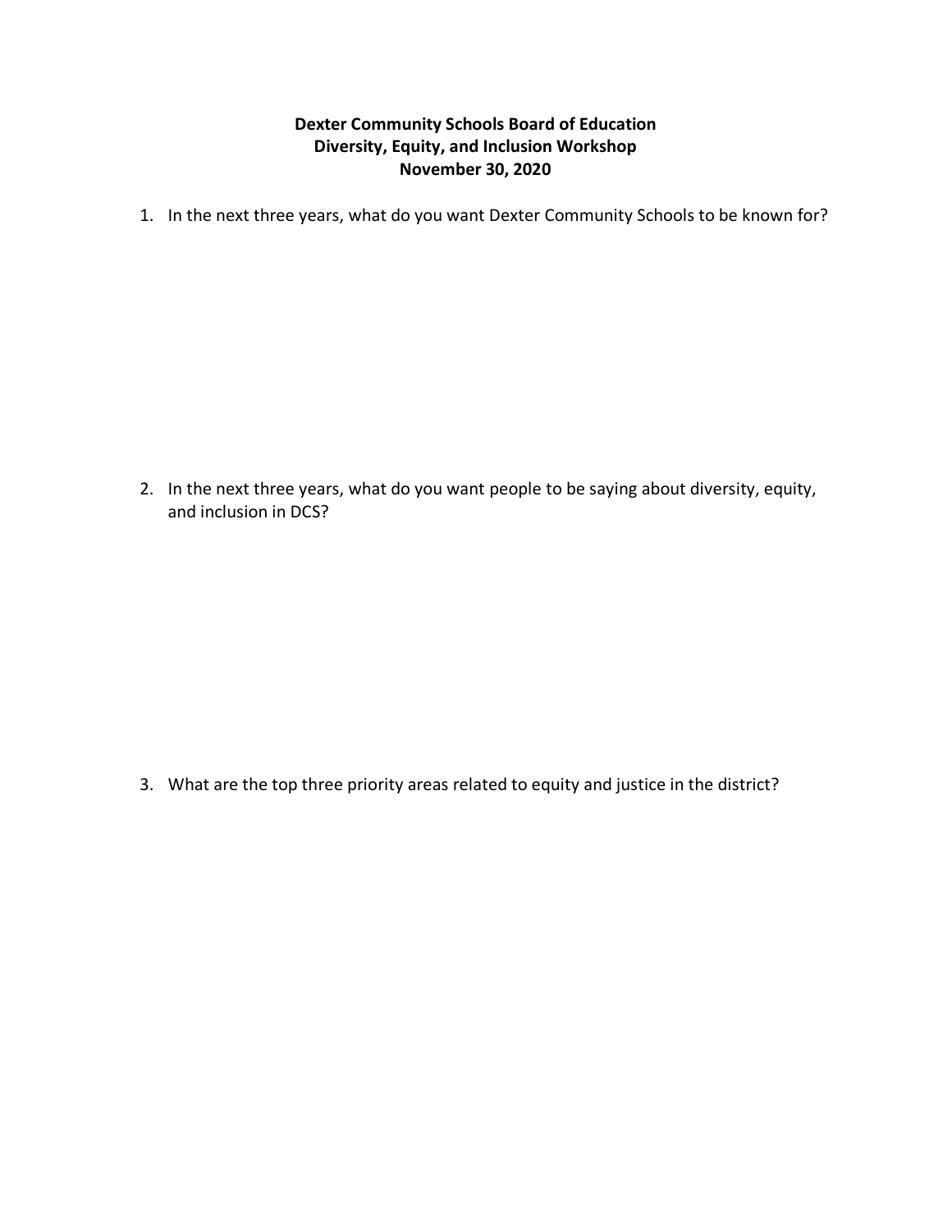**Dexter Community Schools Board of Education**
**Diversity, Equity, and Inclusion Workshop**
**November 30, 2020**

1. In the next three years, what do you want Dexter Community Schools to be known for?

2. In the next three years, what do you want people to be saying about diversity, equity, and inclusion in DCS?

3. What are the top three priority areas related to equity and justice in the district?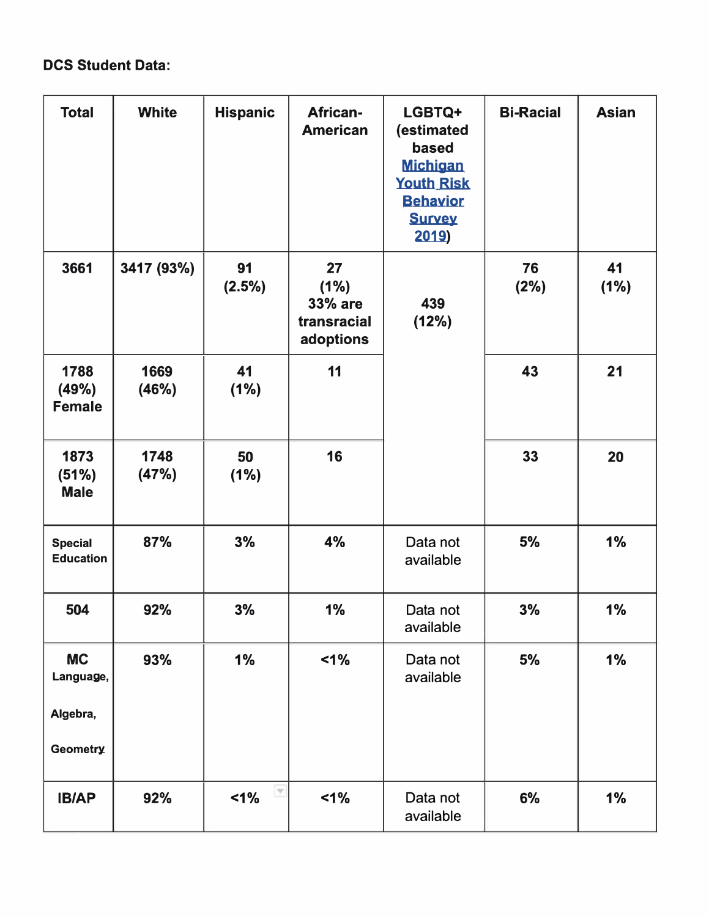**DCS Student Data:**

| Total | White | Hispanic | African-American | LGBTQ+ (estimated based [Michigan Youth Risk Behavior Survey 2019](#)) | Bi-Racial | Asian |
|---|---|---|---|---|---|---|
| 3661 | 3417 (93%) | 91 (2.5%) | 27 (1%) 33% are transracial adoptions | 439 (12%) | 76 (2%) | 41 (1%) |
| 1788 (49%) Female | 1669 (46%) | 41 (1%) | 11 | | 43 | 21 |
| 1873 (51%) Male | 1748 (47%) | 50 (1%) | 16 | | 33 | 20 |
| Special Education | 87% | 3% | 4% | Data not available | 5% | 1% |
| 504 | 92% | 3% | 1% | Data not available | 3% | 1% |
| MC Language, Algebra, Geometry | 93% | 1% | <1% | Data not available | 5% | 1% |
| IB/AP | 92% | <1% | <1% | Data not available | 6% | 1% |